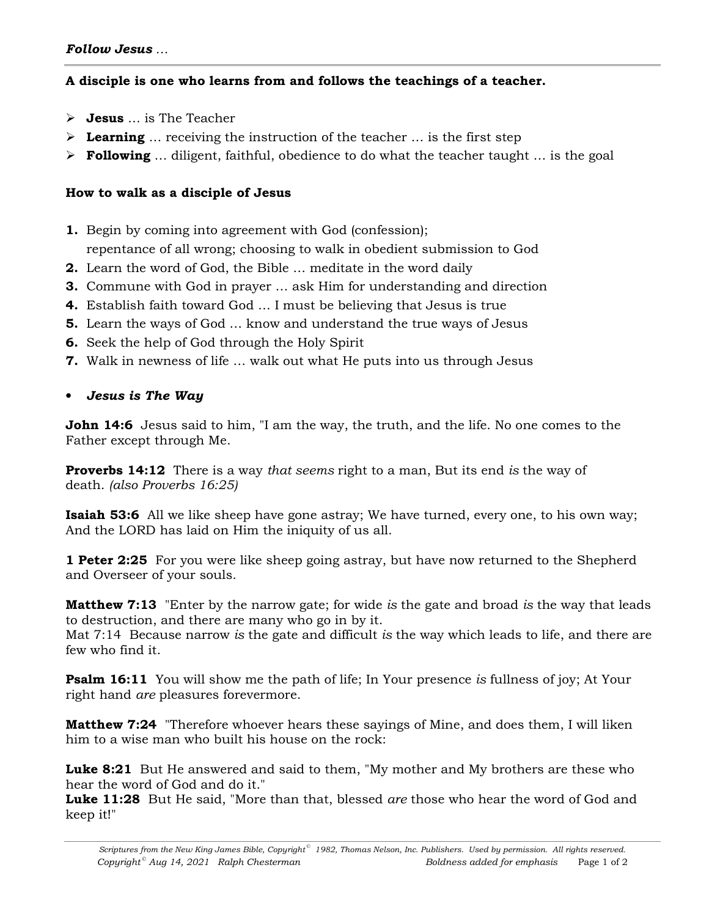***Follow Jesus …***

**A disciple is one who learns from and follows the teachings of a teacher.**

- **Jesus** … is The Teacher
- **Learning** … receiving the instruction of the teacher … is the first step
- **Following** … diligent, faithful, obedience to do what the teacher taught … is the goal

**How to walk as a disciple of Jesus**

1. Begin by coming into agreement with God (confession); repentance of all wrong; choosing to walk in obedient submission to God
2. Learn the word of God, the Bible … meditate in the word daily
3. Commune with God in prayer … ask Him for understanding and direction
4. Establish faith toward God … I must be believing that Jesus is true
5. Learn the ways of God … know and understand the true ways of Jesus
6. Seek the help of God through the Holy Spirit
7. Walk in newness of life … walk out what He puts into us through Jesus

- ***Jesus is The Way***

**John 14:6** Jesus said to him, "I am the way, the truth, and the life. No one comes to the Father except through Me.

**Proverbs 14:12** There is a way *that seems* right to a man, But its end *is* the way of death. *(also Proverbs 16:25)*

**Isaiah 53:6** All we like sheep have gone astray; We have turned, every one, to his own way; And the LORD has laid on Him the iniquity of us all.

**1 Peter 2:25** For you were like sheep going astray, but have now returned to the Shepherd and Overseer of your souls.

**Matthew 7:13** "Enter by the narrow gate; for wide *is* the gate and broad *is* the way that leads to destruction, and there are many who go in by it.
Mat 7:14 Because narrow *is* the gate and difficult *is* the way which leads to life, and there are few who find it.

**Psalm 16:11** You will show me the path of life; In Your presence *is* fullness of joy; At Your right hand *are* pleasures forevermore.

**Matthew 7:24** "Therefore whoever hears these sayings of Mine, and does them, I will liken him to a wise man who built his house on the rock:

**Luke 8:21** But He answered and said to them, "My mother and My brothers are these who hear the word of God and do it."
**Luke 11:28** But He said, "More than that, blessed *are* those who hear the word of God and keep it!"

*Scriptures from the New King James Bible, Copyright© 1982, Thomas Nelson, Inc. Publishers. Used by permission. All rights reserved.*
*Copyright© Aug 14, 2021 Ralph Chesterman* *Boldness added for emphasis*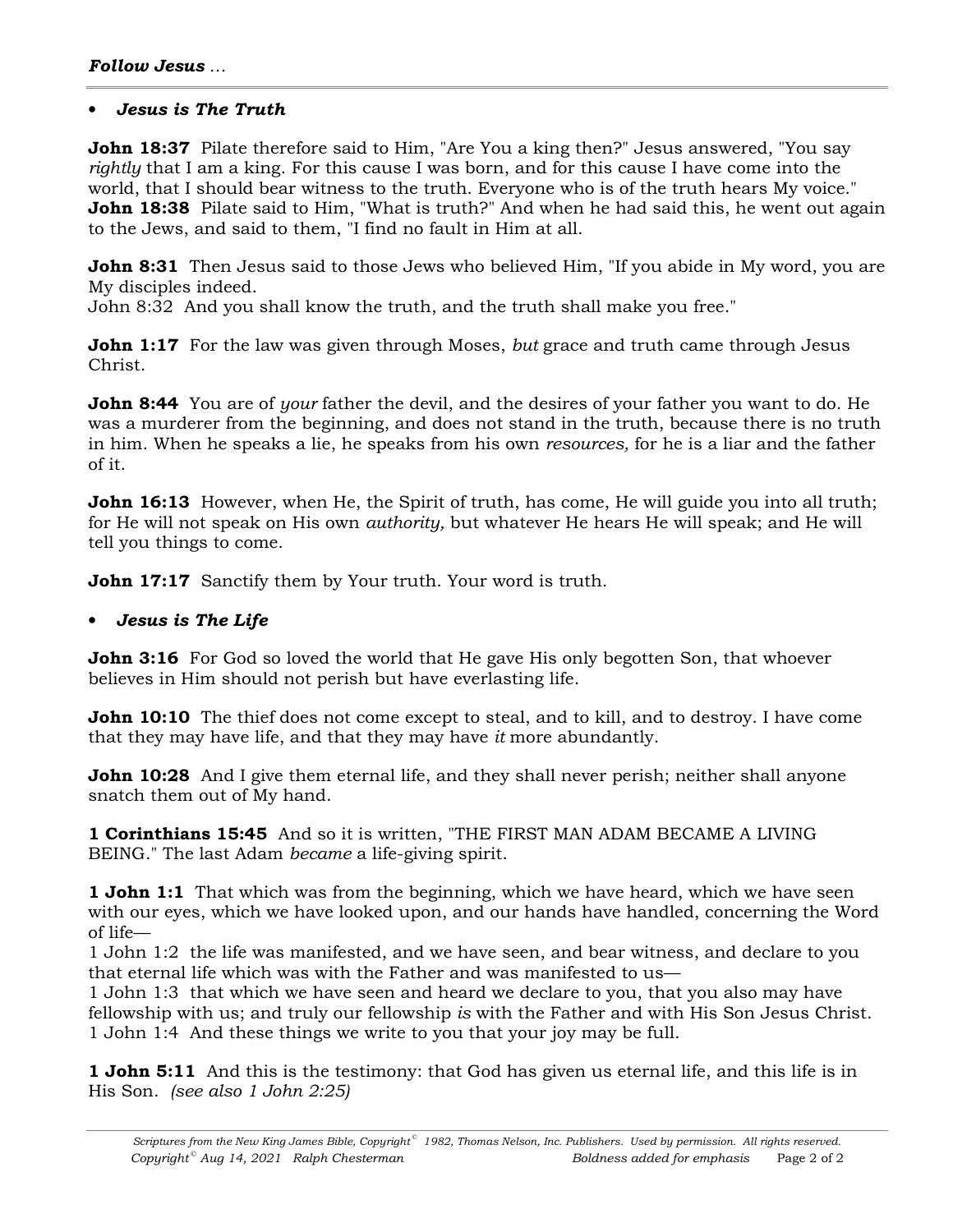- ***Jesus is The Truth***

**John 18:37** Pilate therefore said to Him, "Are You a king then?" Jesus answered, "You say *rightly* that I am a king. For this cause I was born, and for this cause I have come into the world, that I should bear witness to the truth. Everyone who is of the truth hears My voice."
**John 18:38** Pilate said to Him, "What is truth?" And when he had said this, he went out again to the Jews, and said to them, "I find no fault in Him at all.

**John 8:31** Then Jesus said to those Jews who believed Him, "If you abide in My word, you are My disciples indeed.
John 8:32 And you shall know the truth, and the truth shall make you free."

**John 1:17** For the law was given through Moses, *but* grace and truth came through Jesus Christ.

**John 8:44** You are of *your* father the devil, and the desires of your father you want to do. He was a murderer from the beginning, and does not stand in the truth, because there is no truth in him. When he speaks a lie, he speaks from his own *resources,* for he is a liar and the father of it.

**John 16:13** However, when He, the Spirit of truth, has come, He will guide you into all truth; for He will not speak on His own *authority,* but whatever He hears He will speak; and He will tell you things to come.

**John 17:17** Sanctify them by Your truth. Your word is truth.

- ***Jesus is The Life***

**John 3:16** For God so loved the world that He gave His only begotten Son, that whoever believes in Him should not perish but have everlasting life.

**John 10:10** The thief does not come except to steal, and to kill, and to destroy. I have come that they may have life, and that they may have *it* more abundantly.

**John 10:28** And I give them eternal life, and they shall never perish; neither shall anyone snatch them out of My hand.

**1 Corinthians 15:45** And so it is written, "THE FIRST MAN ADAM BECAME A LIVING BEING." The last Adam *became* a life-giving spirit.

**1 John 1:1** That which was from the beginning, which we have heard, which we have seen with our eyes, which we have looked upon, and our hands have handled, concerning the Word of life—
1 John 1:2 the life was manifested, and we have seen, and bear witness, and declare to you that eternal life which was with the Father and was manifested to us—
1 John 1:3 that which we have seen and heard we declare to you, that you also may have fellowship with us; and truly our fellowship *is* with the Father and with His Son Jesus Christ.
1 John 1:4 And these things we write to you that your joy may be full.

**1 John 5:11** And this is the testimony: that God has given us eternal life, and this life is in His Son. *(see also 1 John 2:25)*

*Scriptures from the New King James Bible, Copyright© 1982, Thomas Nelson, Inc. Publishers. Used by permission. All rights reserved.*
*Copyright© Aug 14, 2021 Ralph Chesterman* *Boldness added for emphasis*